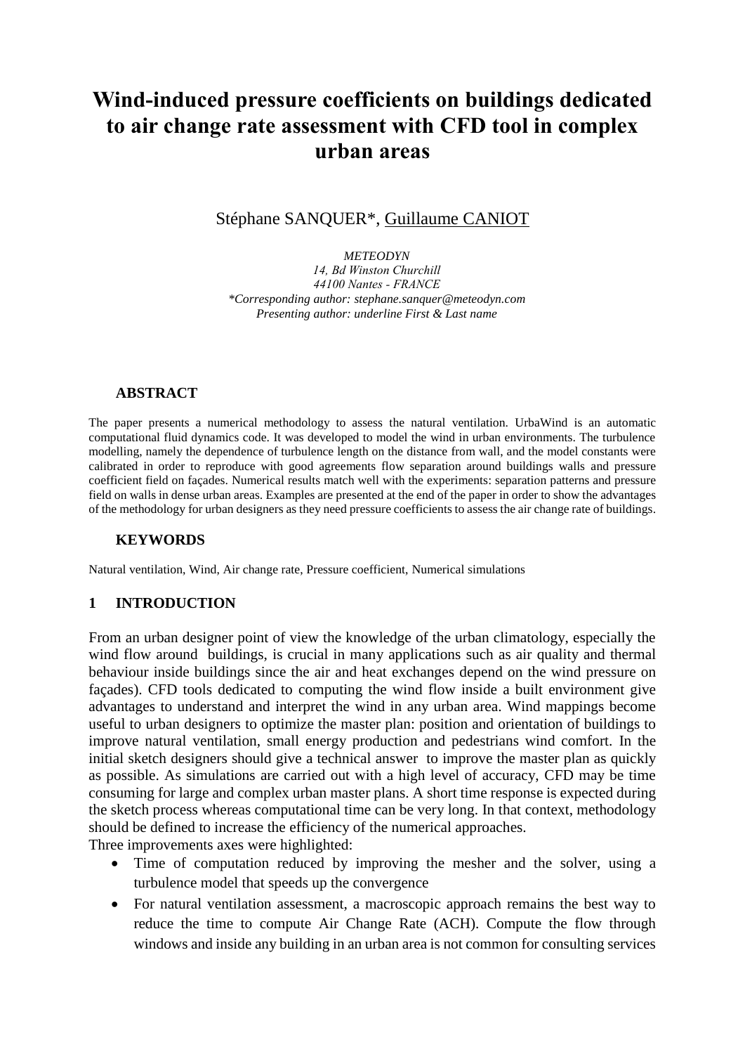# Wind-induced pressure coefficients on buildings dedicated to air change rate assessment with CFD tool in complex urban areas

Stéphane SANQUER*, Guillaume CANIOT

*METEODYN*
*14, Bd Winston Churchill*
*44100 Nantes - FRANCE*
*\*Corresponding author: stephane.sanquer@meteodyn.com*
*Presenting author: underline First & Last name*

## ABSTRACT

The paper presents a numerical methodology to assess the natural ventilation. UrbaWind is an automatic computational fluid dynamics code. It was developed to model the wind in urban environments. The turbulence modelling, namely the dependence of turbulence length on the distance from wall, and the model constants were calibrated in order to reproduce with good agreements flow separation around buildings walls and pressure coefficient field on façades. Numerical results match well with the experiments: separation patterns and pressure field on walls in dense urban areas. Examples are presented at the end of the paper in order to show the advantages of the methodology for urban designers as they need pressure coefficients to assess the air change rate of buildings.

## KEYWORDS

Natural ventilation, Wind, Air change rate, Pressure coefficient, Numerical simulations

## 1 INTRODUCTION

From an urban designer point of view the knowledge of the urban climatology, especially the wind flow around buildings, is crucial in many applications such as air quality and thermal behaviour inside buildings since the air and heat exchanges depend on the wind pressure on façades). CFD tools dedicated to computing the wind flow inside a built environment give advantages to understand and interpret the wind in any urban area. Wind mappings become useful to urban designers to optimize the master plan: position and orientation of buildings to improve natural ventilation, small energy production and pedestrians wind comfort. In the initial sketch designers should give a technical answer to improve the master plan as quickly as possible. As simulations are carried out with a high level of accuracy, CFD may be time consuming for large and complex urban master plans. A short time response is expected during the sketch process whereas computational time can be very long. In that context, methodology should be defined to increase the efficiency of the numerical approaches.

Three improvements axes were highlighted:

- Time of computation reduced by improving the mesher and the solver, using a turbulence model that speeds up the convergence
- For natural ventilation assessment, a macroscopic approach remains the best way to reduce the time to compute Air Change Rate (ACH). Compute the flow through windows and inside any building in an urban area is not common for consulting services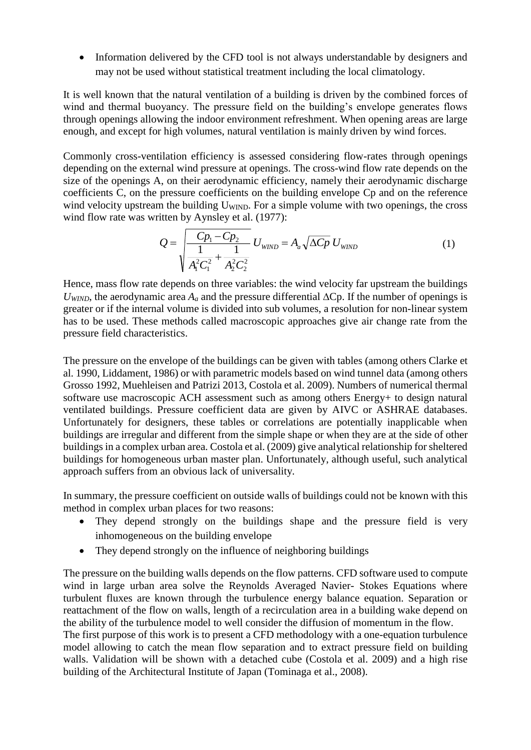- Information delivered by the CFD tool is not always understandable by designers and may not be used without statistical treatment including the local climatology.

It is well known that the natural ventilation of a building is driven by the combined forces of wind and thermal buoyancy. The pressure field on the building's envelope generates flows through openings allowing the indoor environment refreshment. When opening areas are large enough, and except for high volumes, natural ventilation is mainly driven by wind forces.

Commonly cross-ventilation efficiency is assessed considering flow-rates through openings depending on the external wind pressure at openings. The cross-wind flow rate depends on the size of the openings A, on their aerodynamic efficiency, namely their aerodynamic discharge coefficients C, on the pressure coefficients on the building envelope Cp and on the reference wind velocity upstream the building $U_{WIND}$. For a simple volume with two openings, the cross wind flow rate was written by Aynsley et al. (1977):

$$Q = \sqrt{\frac{Cp_1 - Cp_2}{\frac{1}{A_1^2 C_1^2} + \frac{1}{A_2^2 C_2^2}}}\, U_{WIND} = A_a \sqrt{\Delta Cp}\, U_{WIND} \tag{1}$$

Hence, mass flow rate depends on three variables: the wind velocity far upstream the buildings $U_{WIND}$, the aerodynamic area $A_a$ and the pressure differential $\Delta$Cp. If the number of openings is greater or if the internal volume is divided into sub volumes, a resolution for non-linear system has to be used. These methods called macroscopic approaches give air change rate from the pressure field characteristics.

The pressure on the envelope of the buildings can be given with tables (among others Clarke et al. 1990, Liddament, 1986) or with parametric models based on wind tunnel data (among others Grosso 1992, Muehleisen and Patrizi 2013, Costola et al. 2009). Numbers of numerical thermal software use macroscopic ACH assessment such as among others Energy+ to design natural ventilated buildings. Pressure coefficient data are given by AIVC or ASHRAE databases. Unfortunately for designers, these tables or correlations are potentially inapplicable when buildings are irregular and different from the simple shape or when they are at the side of other buildings in a complex urban area. Costola et al. (2009) give analytical relationship for sheltered buildings for homogeneous urban master plan. Unfortunately, although useful, such analytical approach suffers from an obvious lack of universality.

In summary, the pressure coefficient on outside walls of buildings could not be known with this method in complex urban places for two reasons:

- They depend strongly on the buildings shape and the pressure field is very inhomogeneous on the building envelope
- They depend strongly on the influence of neighboring buildings

The pressure on the building walls depends on the flow patterns. CFD software used to compute wind in large urban area solve the Reynolds Averaged Navier- Stokes Equations where turbulent fluxes are known through the turbulence energy balance equation. Separation or reattachment of the flow on walls, length of a recirculation area in a building wake depend on the ability of the turbulence model to well consider the diffusion of momentum in the flow.
The first purpose of this work is to present a CFD methodology with a one-equation turbulence model allowing to catch the mean flow separation and to extract pressure field on building walls. Validation will be shown with a detached cube (Costola et al. 2009) and a high rise building of the Architectural Institute of Japan (Tominaga et al., 2008).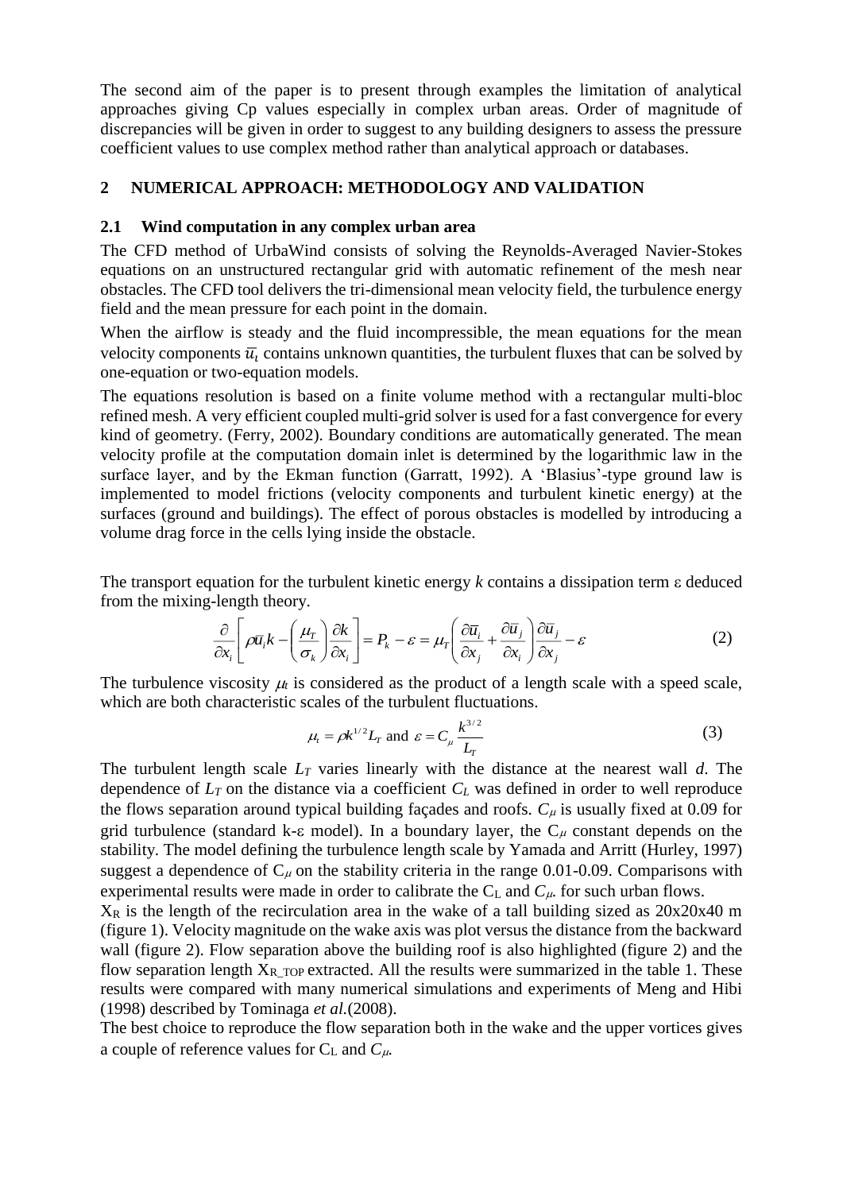The second aim of the paper is to present through examples the limitation of analytical approaches giving Cp values especially in complex urban areas. Order of magnitude of discrepancies will be given in order to suggest to any building designers to assess the pressure coefficient values to use complex method rather than analytical approach or databases.

## 2 NUMERICAL APPROACH: METHODOLOGY AND VALIDATION

### 2.1 Wind computation in any complex urban area

The CFD method of UrbaWind consists of solving the Reynolds-Averaged Navier-Stokes equations on an unstructured rectangular grid with automatic refinement of the mesh near obstacles. The CFD tool delivers the tri-dimensional mean velocity field, the turbulence energy field and the mean pressure for each point in the domain.

When the airflow is steady and the fluid incompressible, the mean equations for the mean velocity components $\overline{u_i}$ contains unknown quantities, the turbulent fluxes that can be solved by one-equation or two-equation models.

The equations resolution is based on a finite volume method with a rectangular multi-bloc refined mesh. A very efficient coupled multi-grid solver is used for a fast convergence for every kind of geometry. (Ferry, 2002). Boundary conditions are automatically generated. The mean velocity profile at the computation domain inlet is determined by the logarithmic law in the surface layer, and by the Ekman function (Garratt, 1992). A 'Blasius'-type ground law is implemented to model frictions (velocity components and turbulent kinetic energy) at the surfaces (ground and buildings). The effect of porous obstacles is modelled by introducing a volume drag force in the cells lying inside the obstacle.

The transport equation for the turbulent kinetic energy $k$ contains a dissipation term $\varepsilon$ deduced from the mixing-length theory.

$$\frac{\partial}{\partial x_i}\left[\rho \overline{u}_i k - \left(\frac{\mu_T}{\sigma_k}\right)\frac{\partial k}{\partial x_i}\right] = P_k - \varepsilon = \mu_T\left(\frac{\partial \overline{u}_i}{\partial x_j} + \frac{\partial \overline{u}_j}{\partial x_i}\right)\frac{\partial \overline{u}_j}{\partial x_j} - \varepsilon \tag{2}$$

The turbulence viscosity $\mu_t$ is considered as the product of a length scale with a speed scale, which are both characteristic scales of the turbulent fluctuations.

$$\mu_t = \rho k^{1/2} L_T \text{ and } \varepsilon = C_\mu \frac{k^{3/2}}{L_T} \tag{3}$$

The turbulent length scale $L_T$ varies linearly with the distance at the nearest wall $d$. The dependence of $L_T$ on the distance via a coefficient $C_L$ was defined in order to well reproduce the flows separation around typical building façades and roofs. $C_\mu$ is usually fixed at 0.09 for grid turbulence (standard k-ε model). In a boundary layer, the $C_\mu$ constant depends on the stability. The model defining the turbulence length scale by Yamada and Arritt (Hurley, 1997) suggest a dependence of $C_\mu$ on the stability criteria in the range 0.01-0.09. Comparisons with experimental results were made in order to calibrate the $C_L$ and $C_\mu$. for such urban flows.

$X_R$ is the length of the recirculation area in the wake of a tall building sized as 20x20x40 m (figure 1). Velocity magnitude on the wake axis was plot versus the distance from the backward wall (figure 2). Flow separation above the building roof is also highlighted (figure 2) and the flow separation length $X_{R\_TOP}$ extracted. All the results were summarized in the table 1. These results were compared with many numerical simulations and experiments of Meng and Hibi (1998) described by Tominaga *et al.*(2008).

The best choice to reproduce the flow separation both in the wake and the upper vortices gives a couple of reference values for $C_L$ and $C_\mu$.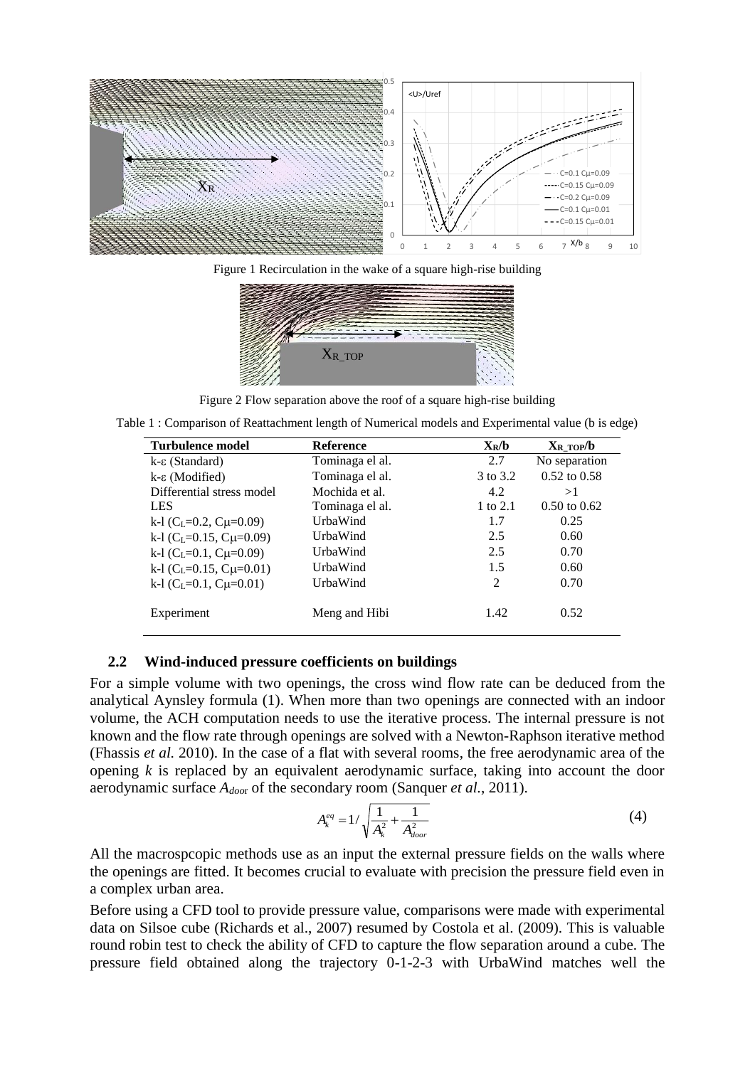XR

0.5
<U>/Uref
0.4
0.3
0.2
0.1
0
0 1 2 3 4 5 6 7 X/b 8 9 10

C=0.1 Cμ=0.09
C=0.15 Cμ=0.09
C=0.2 Cμ=0.09
C=0.1 Cμ=0.01
C=0.15 Cμ=0.01

Figure 1 Recirculation in the wake of a square high-rise building

XR_TOP

Figure 2 Flow separation above the roof of a square high-rise building

Table 1 : Comparison of Reattachment length of Numerical models and Experimental value (b is edge)

| Turbulence model | Reference | $X_R$/b | $X_{R\_TOP}$/b |
|---|---|---|---|
| k-ε (Standard) | Tominaga el al. | 2.7 | No separation |
| k-ε (Modified) | Tominaga el al. | 3 to 3.2 | 0.52 to 0.58 |
| Differential stress model | Mochida et al. | 4.2 | >1 |
| LES | Tominaga el al. | 1 to 2.1 | 0.50 to 0.62 |
| k-l ($C_L$=0.2, Cμ=0.09) | UrbaWind | 1.7 | 0.25 |
| k-l ($C_L$=0.15, Cμ=0.09) | UrbaWind | 2.5 | 0.60 |
| k-l ($C_L$=0.1, Cμ=0.09) | UrbaWind | 2.5 | 0.70 |
| k-l ($C_L$=0.15, Cμ=0.01) | UrbaWind | 1.5 | 0.60 |
| k-l ($C_L$=0.1, Cμ=0.01) | UrbaWind | 2 | 0.70 |
| Experiment | Meng and Hibi | 1.42 | 0.52 |

### 2.2 Wind-induced pressure coefficients on buildings

For a simple volume with two openings, the cross wind flow rate can be deduced from the analytical Aynsley formula (1). When more than two openings are connected with an indoor volume, the ACH computation needs to use the iterative process. The internal pressure is not known and the flow rate through openings are solved with a Newton-Raphson iterative method (Fhassis *et al.* 2010). In the case of a flat with several rooms, the free aerodynamic area of the opening *k* is replaced by an equivalent aerodynamic surface, taking into account the door aerodynamic surface $A_{door}$ of the secondary room (Sanquer *et al.*, 2011).

$$A_k^{eq} = 1/\sqrt{\frac{1}{A_k^2} + \frac{1}{A_{door}^2}} \tag{4}$$

All the macrospcopic methods use as an input the external pressure fields on the walls where the openings are fitted. It becomes crucial to evaluate with precision the pressure field even in a complex urban area.

Before using a CFD tool to provide pressure value, comparisons were made with experimental data on Silsoe cube (Richards et al., 2007) resumed by Costola et al. (2009). This is valuable round robin test to check the ability of CFD to capture the flow separation around a cube. The pressure field obtained along the trajectory 0-1-2-3 with UrbaWind matches well the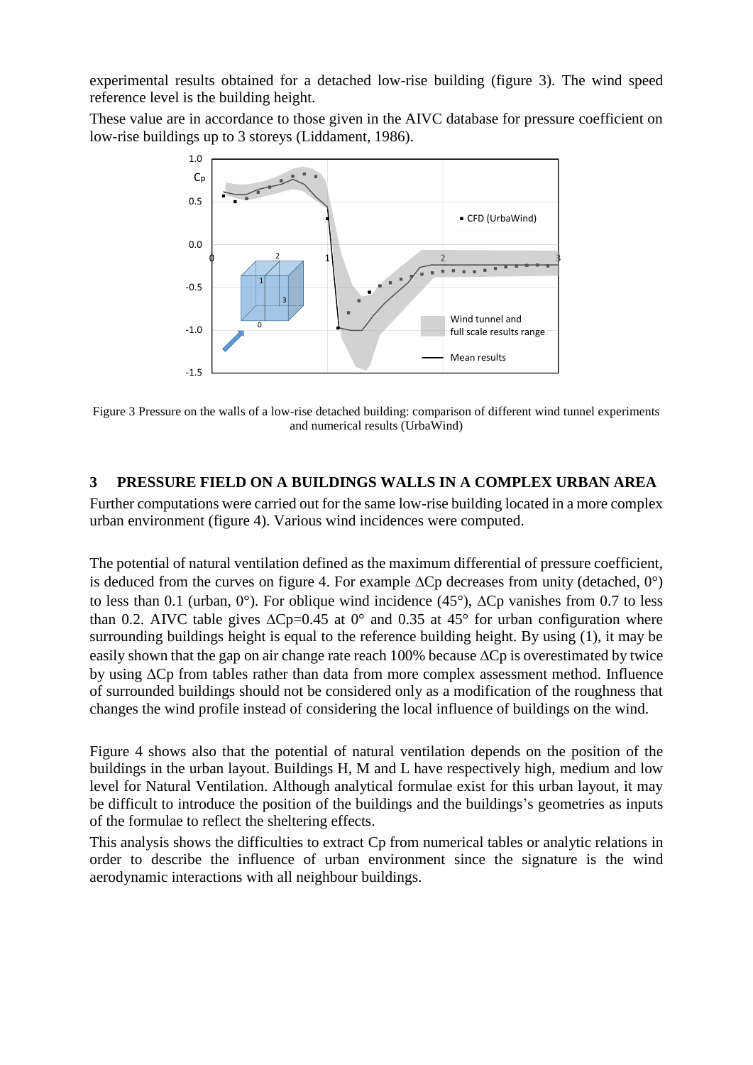experimental results obtained for a detached low-rise building (figure 3). The wind speed reference level is the building height.

These value are in accordance to those given in the AIVC database for pressure coefficient on low-rise buildings up to 3 storeys (Liddament, 1986).

1.0
Cp
0.5
0.0
-0.5
-1.0
-1.5
0
1
2
3
▪ CFD (UrbaWind)
Wind tunnel and full scale results range
Mean results

Figure 3 Pressure on the walls of a low-rise detached building: comparison of different wind tunnel experiments and numerical results (UrbaWind)

## 3 PRESSURE FIELD ON A BUILDINGS WALLS IN A COMPLEX URBAN AREA

Further computations were carried out for the same low-rise building located in a more complex urban environment (figure 4). Various wind incidences were computed.

The potential of natural ventilation defined as the maximum differential of pressure coefficient, is deduced from the curves on figure 4. For example $\Delta Cp$ decreases from unity (detached, 0°) to less than 0.1 (urban, 0°). For oblique wind incidence (45°), $\Delta Cp$ vanishes from 0.7 to less than 0.2. AIVC table gives $\Delta Cp=0.45$ at 0° and 0.35 at 45° for urban configuration where surrounding buildings height is equal to the reference building height. By using (1), it may be easily shown that the gap on air change rate reach 100% because $\Delta Cp$ is overestimated by twice by using $\Delta Cp$ from tables rather than data from more complex assessment method. Influence of surrounded buildings should not be considered only as a modification of the roughness that changes the wind profile instead of considering the local influence of buildings on the wind.

Figure 4 shows also that the potential of natural ventilation depends on the position of the buildings in the urban layout. Buildings H, M and L have respectively high, medium and low level for Natural Ventilation. Although analytical formulae exist for this urban layout, it may be difficult to introduce the position of the buildings and the buildings's geometries as inputs of the formulae to reflect the sheltering effects.

This analysis shows the difficulties to extract Cp from numerical tables or analytic relations in order to describe the influence of urban environment since the signature is the wind aerodynamic interactions with all neighbour buildings.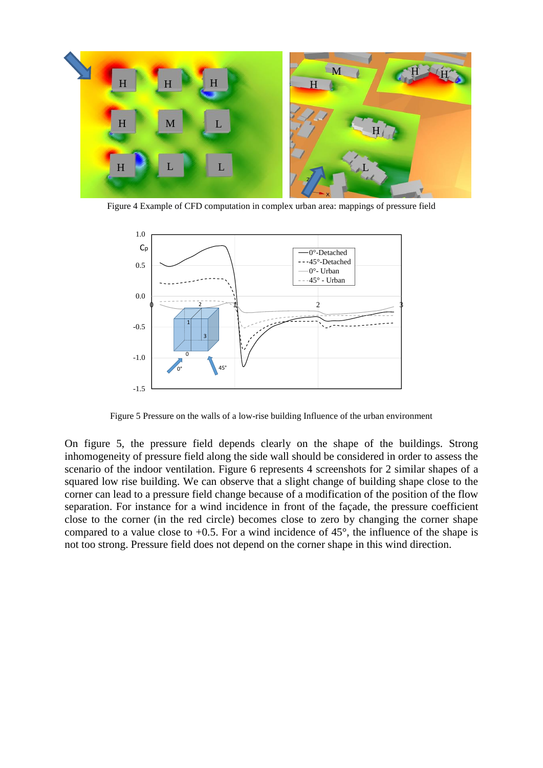H H H
H M L
H L L

M H H H
H
L

Figure 4 Example of CFD computation in complex urban area: mappings of pressure field

1.0
Cp
0.5
0.0
-0.5
-1.0
-1.5
0 2 1 2 3
1
3
0
0°
45°
0°-Detached
45°-Detached
0°- Urban
45° - Urban

Figure 5 Pressure on the walls of a low-rise building Influence of the urban environment

On figure 5, the pressure field depends clearly on the shape of the buildings. Strong inhomogeneity of pressure field along the side wall should be considered in order to assess the scenario of the indoor ventilation. Figure 6 represents 4 screenshots for 2 similar shapes of a squared low rise building. We can observe that a slight change of building shape close to the corner can lead to a pressure field change because of a modification of the position of the flow separation. For instance for a wind incidence in front of the façade, the pressure coefficient close to the corner (in the red circle) becomes close to zero by changing the corner shape compared to a value close to +0.5. For a wind incidence of 45°, the influence of the shape is not too strong. Pressure field does not depend on the corner shape in this wind direction.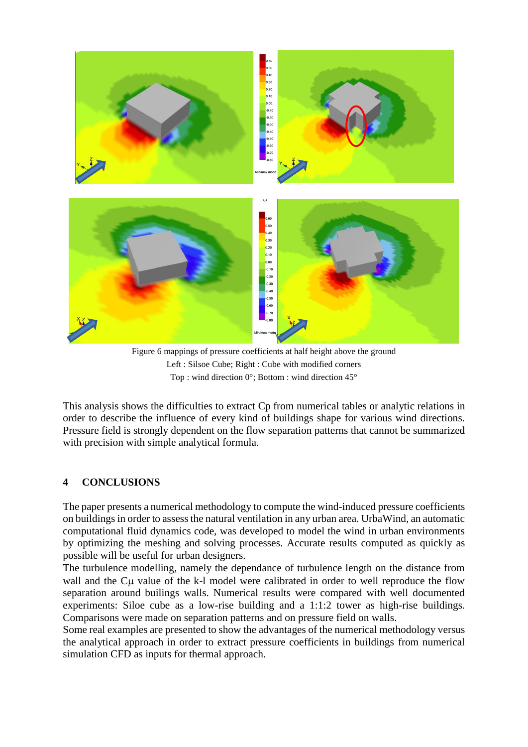Figure 6 mappings of pressure coefficients at half height above the ground
Left : Silsoe Cube; Right : Cube with modified corners
Top : wind direction 0°; Bottom : wind direction 45°

This analysis shows the difficulties to extract Cp from numerical tables or analytic relations in order to describe the influence of every kind of buildings shape for various wind directions. Pressure field is strongly dependent on the flow separation patterns that cannot be summarized with precision with simple analytical formula.

## 4 CONCLUSIONS

The paper presents a numerical methodology to compute the wind-induced pressure coefficients on buildings in order to assess the natural ventilation in any urban area. UrbaWind, an automatic computational fluid dynamics code, was developed to model the wind in urban environments by optimizing the meshing and solving processes. Accurate results computed as quickly as possible will be useful for urban designers.
The turbulence modelling, namely the dependance of turbulence length on the distance from wall and the $C\mu$ value of the k-l model were calibrated in order to well reproduce the flow separation around builings walls. Numerical results were compared with well documented experiments: Siloe cube as a low-rise building and a 1:1:2 tower as high-rise buildings. Comparisons were made on separation patterns and on pressure field on walls.
Some real examples are presented to show the advantages of the numerical methodology versus the analytical approach in order to extract pressure coefficients in buildings from numerical simulation CFD as inputs for thermal approach.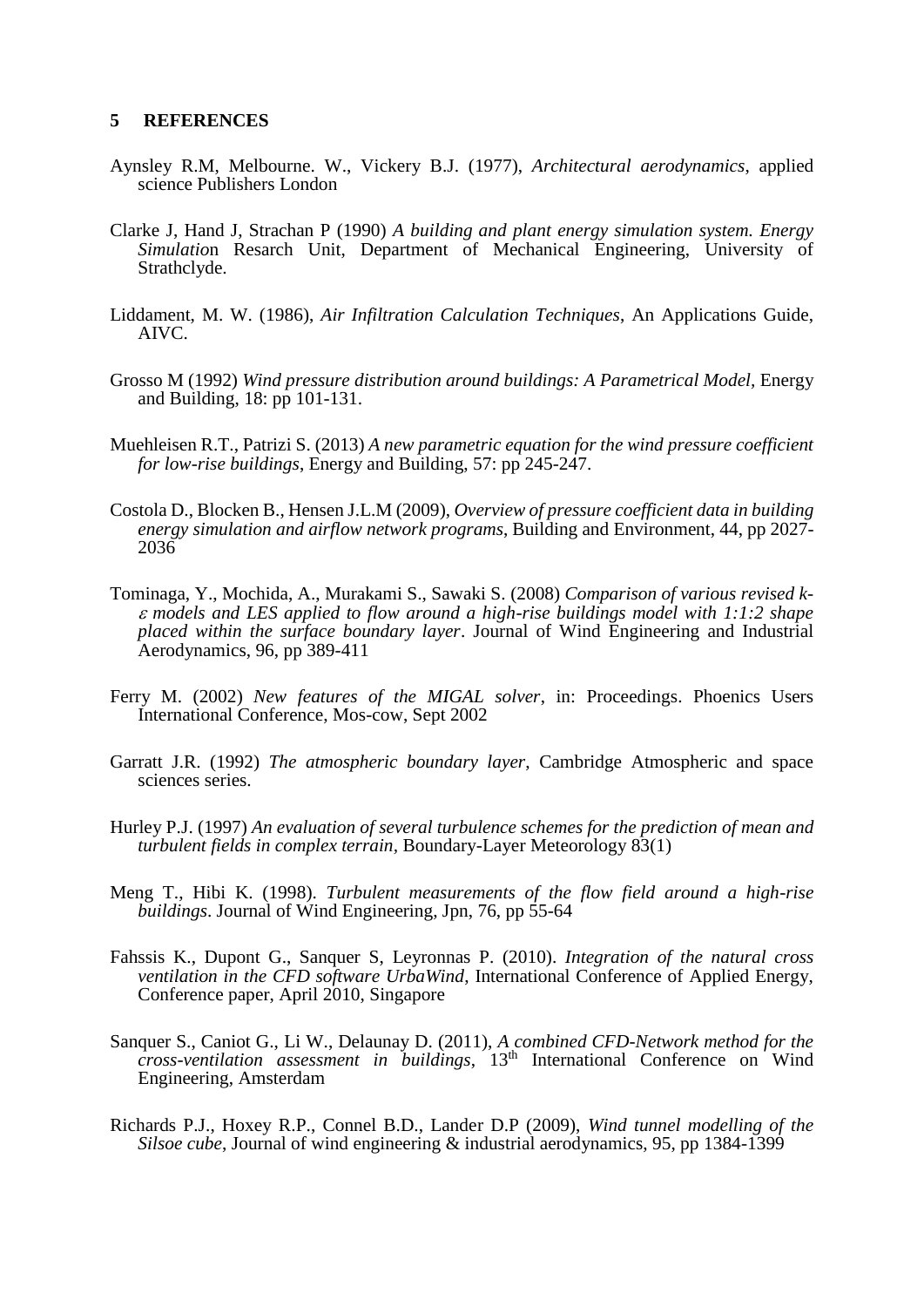## 5 REFERENCES

Aynsley R.M, Melbourne. W., Vickery B.J. (1977), *Architectural aerodynamics*, applied science Publishers London

Clarke J, Hand J, Strachan P (1990) *A building and plant energy simulation system. Energy Simulatio*n Resarch Unit, Department of Mechanical Engineering, University of Strathclyde.

Liddament, M. W. (1986), *Air Infiltration Calculation Techniques*, An Applications Guide, AIVC.

Grosso M (1992) *Wind pressure distribution around buildings: A Parametrical Model*, Energy and Building, 18: pp 101-131.

Muehleisen R.T., Patrizi S. (2013) *A new parametric equation for the wind pressure coefficient for low-rise buildings*, Energy and Building, 57: pp 245-247.

Costola D., Blocken B., Hensen J.L.M (2009), *Overview of pressure coefficient data in building energy simulation and airflow network programs*, Building and Environment, 44, pp 2027-2036

Tominaga, Y., Mochida, A., Murakami S., Sawaki S. (2008) *Comparison of various revised k-$\varepsilon$ models and LES applied to flow around a high-rise buildings model with 1:1:2 shape placed within the surface boundary layer*. Journal of Wind Engineering and Industrial Aerodynamics, 96, pp 389-411

Ferry M. (2002) *New features of the MIGAL solver*, in: Proceedings. Phoenics Users International Conference, Mos-cow, Sept 2002

Garratt J.R. (1992) *The atmospheric boundary layer*, Cambridge Atmospheric and space sciences series.

Hurley P.J. (1997) *An evaluation of several turbulence schemes for the prediction of mean and turbulent fields in complex terrain*, Boundary-Layer Meteorology 83(1)

Meng T., Hibi K. (1998). *Turbulent measurements of the flow field around a high-rise buildings*. Journal of Wind Engineering, Jpn, 76, pp 55-64

Fahssis K., Dupont G., Sanquer S, Leyronnas P. (2010). *Integration of the natural cross ventilation in the CFD software UrbaWind*, International Conference of Applied Energy, Conference paper, April 2010, Singapore

Sanquer S., Caniot G., Li W., Delaunay D. (2011), *A combined CFD-Network method for the cross-ventilation assessment in buildings*, 13th International Conference on Wind Engineering, Amsterdam

Richards P.J., Hoxey R.P., Connel B.D., Lander D.P (2009), *Wind tunnel modelling of the Silsoe cube*, Journal of wind engineering & industrial aerodynamics, 95, pp 1384-1399